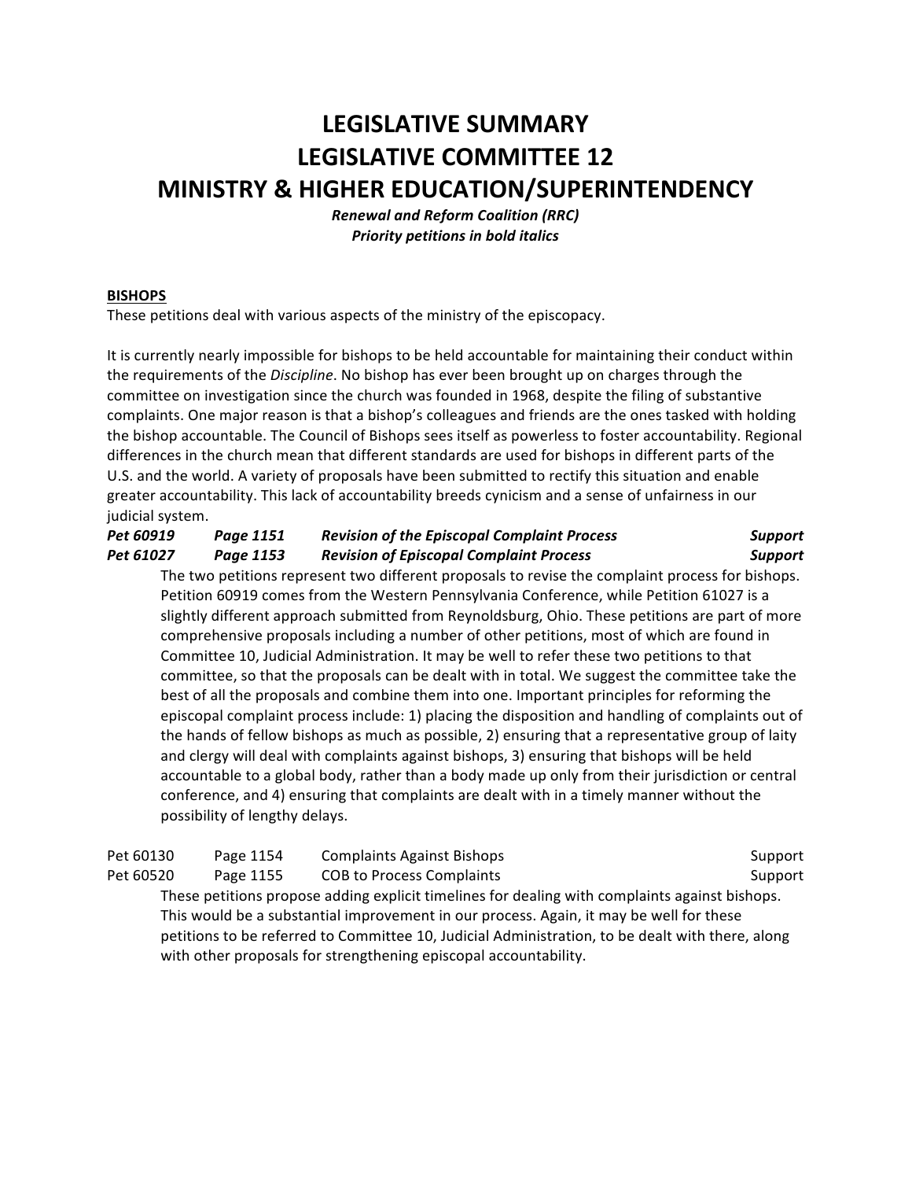# LEGISLATIVE SUMMARY
# LEGISLATIVE COMMITTEE 12
# MINISTRY & HIGHER EDUCATION/SUPERINTENDENCY

***Renewal and Reform Coalition (RRC)***
***Priority petitions in bold italics***

**BISHOPS**

These petitions deal with various aspects of the ministry of the episcopacy.

It is currently nearly impossible for bishops to be held accountable for maintaining their conduct within the requirements of the *Discipline*. No bishop has ever been brought up on charges through the committee on investigation since the church was founded in 1968, despite the filing of substantive complaints. One major reason is that a bishop's colleagues and friends are the ones tasked with holding the bishop accountable. The Council of Bishops sees itself as powerless to foster accountability. Regional differences in the church mean that different standards are used for bishops in different parts of the U.S. and the world. A variety of proposals have been submitted to rectify this situation and enable greater accountability. This lack of accountability breeds cynicism and a sense of unfairness in our judicial system.

| | | | |
|---|---|---|---|
| ***Pet 60919*** | ***Page 1151*** | ***Revision of the Episcopal Complaint Process*** | ***Support*** |
| ***Pet 61027*** | ***Page 1153*** | ***Revision of Episcopal Complaint Process*** | ***Support*** |

The two petitions represent two different proposals to revise the complaint process for bishops. Petition 60919 comes from the Western Pennsylvania Conference, while Petition 61027 is a slightly different approach submitted from Reynoldsburg, Ohio. These petitions are part of more comprehensive proposals including a number of other petitions, most of which are found in Committee 10, Judicial Administration. It may be well to refer these two petitions to that committee, so that the proposals can be dealt with in total. We suggest the committee take the best of all the proposals and combine them into one. Important principles for reforming the episcopal complaint process include: 1) placing the disposition and handling of complaints out of the hands of fellow bishops as much as possible, 2) ensuring that a representative group of laity and clergy will deal with complaints against bishops, 3) ensuring that bishops will be held accountable to a global body, rather than a body made up only from their jurisdiction or central conference, and 4) ensuring that complaints are dealt with in a timely manner without the possibility of lengthy delays.

| | | | |
|---|---|---|---|
| Pet 60130 | Page 1154 | Complaints Against Bishops | Support |
| Pet 60520 | Page 1155 | COB to Process Complaints | Support |

These petitions propose adding explicit timelines for dealing with complaints against bishops. This would be a substantial improvement in our process. Again, it may be well for these petitions to be referred to Committee 10, Judicial Administration, to be dealt with there, along with other proposals for strengthening episcopal accountability.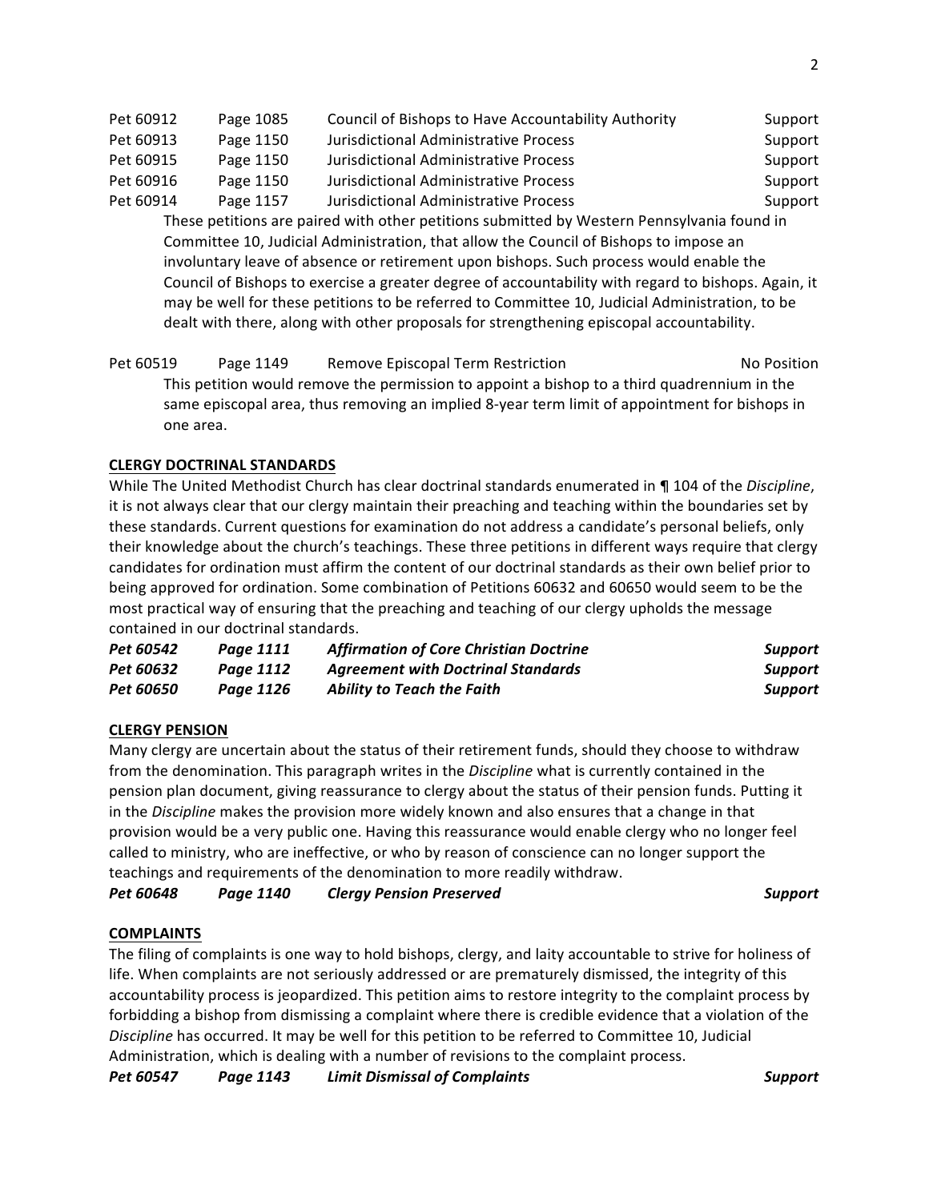| | | | |
|---|---|---|---|
| Pet 60912 | Page 1085 | Council of Bishops to Have Accountability Authority | Support |
| Pet 60913 | Page 1150 | Jurisdictional Administrative Process | Support |
| Pet 60915 | Page 1150 | Jurisdictional Administrative Process | Support |
| Pet 60916 | Page 1150 | Jurisdictional Administrative Process | Support |
| Pet 60914 | Page 1157 | Jurisdictional Administrative Process | Support |

These petitions are paired with other petitions submitted by Western Pennsylvania found in Committee 10, Judicial Administration, that allow the Council of Bishops to impose an involuntary leave of absence or retirement upon bishops. Such process would enable the Council of Bishops to exercise a greater degree of accountability with regard to bishops. Again, it may be well for these petitions to be referred to Committee 10, Judicial Administration, to be dealt with there, along with other proposals for strengthening episcopal accountability.

| | | | |
|---|---|---|---|
| Pet 60519 | Page 1149 | Remove Episcopal Term Restriction | No Position |

This petition would remove the permission to appoint a bishop to a third quadrennium in the same episcopal area, thus removing an implied 8-year term limit of appointment for bishops in one area.

**CLERGY DOCTRINAL STANDARDS**

While The United Methodist Church has clear doctrinal standards enumerated in ¶ 104 of the *Discipline*, it is not always clear that our clergy maintain their preaching and teaching within the boundaries set by these standards. Current questions for examination do not address a candidate's personal beliefs, only their knowledge about the church's teachings. These three petitions in different ways require that clergy candidates for ordination must affirm the content of our doctrinal standards as their own belief prior to being approved for ordination. Some combination of Petitions 60632 and 60650 would seem to be the most practical way of ensuring that the preaching and teaching of our clergy upholds the message contained in our doctrinal standards.

| | | | |
|---|---|---|---|
| ***Pet 60542*** | ***Page 1111*** | ***Affirmation of Core Christian Doctrine*** | ***Support*** |
| ***Pet 60632*** | ***Page 1112*** | ***Agreement with Doctrinal Standards*** | ***Support*** |
| ***Pet 60650*** | ***Page 1126*** | ***Ability to Teach the Faith*** | ***Support*** |

**CLERGY PENSION**

Many clergy are uncertain about the status of their retirement funds, should they choose to withdraw from the denomination. This paragraph writes in the *Discipline* what is currently contained in the pension plan document, giving reassurance to clergy about the status of their pension funds. Putting it in the *Discipline* makes the provision more widely known and also ensures that a change in that provision would be a very public one. Having this reassurance would enable clergy who no longer feel called to ministry, who are ineffective, or who by reason of conscience can no longer support the teachings and requirements of the denomination to more readily withdraw.

| | | | |
|---|---|---|---|
| ***Pet 60648*** | ***Page 1140*** | ***Clergy Pension Preserved*** | ***Support*** |

**COMPLAINTS**

The filing of complaints is one way to hold bishops, clergy, and laity accountable to strive for holiness of life. When complaints are not seriously addressed or are prematurely dismissed, the integrity of this accountability process is jeopardized. This petition aims to restore integrity to the complaint process by forbidding a bishop from dismissing a complaint where there is credible evidence that a violation of the *Discipline* has occurred. It may be well for this petition to be referred to Committee 10, Judicial Administration, which is dealing with a number of revisions to the complaint process.

| | | | |
|---|---|---|---|
| ***Pet 60547*** | ***Page 1143*** | ***Limit Dismissal of Complaints*** | ***Support*** |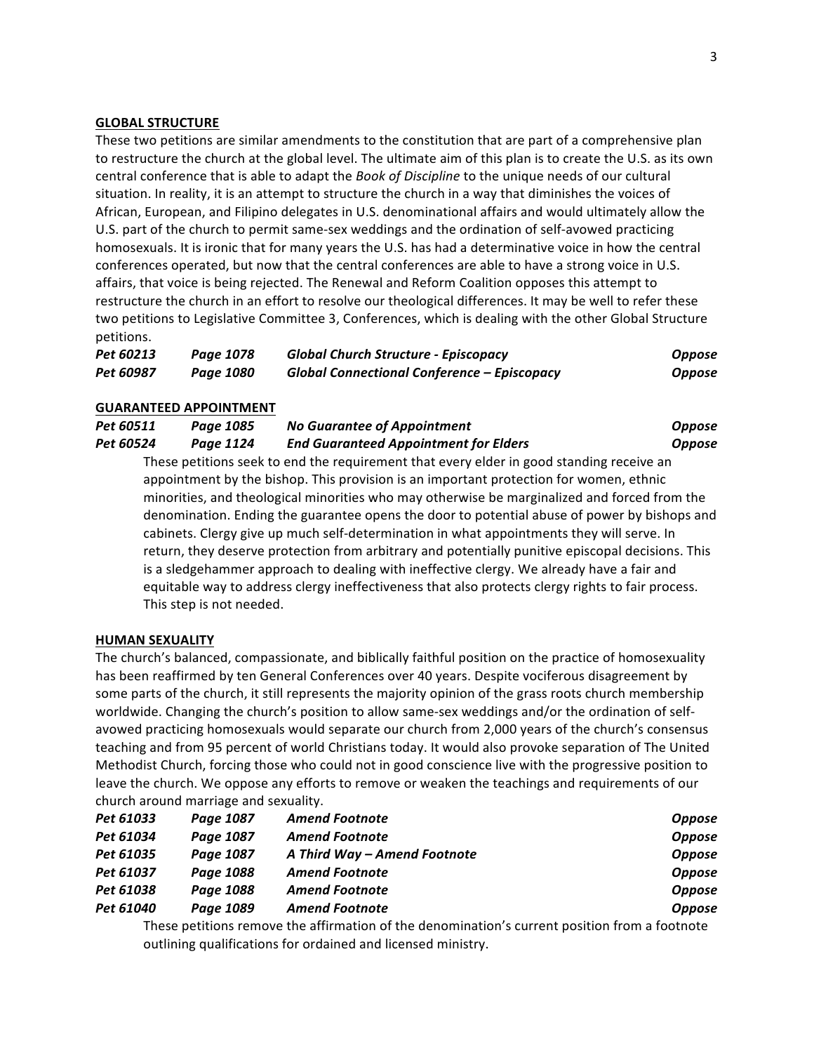## GLOBAL STRUCTURE

These two petitions are similar amendments to the constitution that are part of a comprehensive plan to restructure the church at the global level. The ultimate aim of this plan is to create the U.S. as its own central conference that is able to adapt the *Book of Discipline* to the unique needs of our cultural situation. In reality, it is an attempt to structure the church in a way that diminishes the voices of African, European, and Filipino delegates in U.S. denominational affairs and would ultimately allow the U.S. part of the church to permit same-sex weddings and the ordination of self-avowed practicing homosexuals. It is ironic that for many years the U.S. has had a determinative voice in how the central conferences operated, but now that the central conferences are able to have a strong voice in U.S. affairs, that voice is being rejected. The Renewal and Reform Coalition opposes this attempt to restructure the church in an effort to resolve our theological differences. It may be well to refer these two petitions to Legislative Committee 3, Conferences, which is dealing with the other Global Structure petitions.

| | | | |
|---|---|---|---|
| ***Pet 60213*** | ***Page 1078*** | ***Global Church Structure - Episcopacy*** | ***Oppose*** |
| ***Pet 60987*** | ***Page 1080*** | ***Global Connectional Conference – Episcopacy*** | ***Oppose*** |

## GUARANTEED APPOINTMENT

| | | | |
|---|---|---|---|
| ***Pet 60511*** | ***Page 1085*** | ***No Guarantee of Appointment*** | ***Oppose*** |
| ***Pet 60524*** | ***Page 1124*** | ***End Guaranteed Appointment for Elders*** | ***Oppose*** |

These petitions seek to end the requirement that every elder in good standing receive an appointment by the bishop. This provision is an important protection for women, ethnic minorities, and theological minorities who may otherwise be marginalized and forced from the denomination. Ending the guarantee opens the door to potential abuse of power by bishops and cabinets. Clergy give up much self-determination in what appointments they will serve. In return, they deserve protection from arbitrary and potentially punitive episcopal decisions. This is a sledgehammer approach to dealing with ineffective clergy. We already have a fair and equitable way to address clergy ineffectiveness that also protects clergy rights to fair process. This step is not needed.

## HUMAN SEXUALITY

The church's balanced, compassionate, and biblically faithful position on the practice of homosexuality has been reaffirmed by ten General Conferences over 40 years. Despite vociferous disagreement by some parts of the church, it still represents the majority opinion of the grass roots church membership worldwide. Changing the church's position to allow same-sex weddings and/or the ordination of self-avowed practicing homosexuals would separate our church from 2,000 years of the church's consensus teaching and from 95 percent of world Christians today. It would also provoke separation of The United Methodist Church, forcing those who could not in good conscience live with the progressive position to leave the church. We oppose any efforts to remove or weaken the teachings and requirements of our church around marriage and sexuality.

| | | | |
|---|---|---|---|
| ***Pet 61033*** | ***Page 1087*** | ***Amend Footnote*** | ***Oppose*** |
| ***Pet 61034*** | ***Page 1087*** | ***Amend Footnote*** | ***Oppose*** |
| ***Pet 61035*** | ***Page 1087*** | ***A Third Way – Amend Footnote*** | ***Oppose*** |
| ***Pet 61037*** | ***Page 1088*** | ***Amend Footnote*** | ***Oppose*** |
| ***Pet 61038*** | ***Page 1088*** | ***Amend Footnote*** | ***Oppose*** |
| ***Pet 61040*** | ***Page 1089*** | ***Amend Footnote*** | ***Oppose*** |

These petitions remove the affirmation of the denomination's current position from a footnote outlining qualifications for ordained and licensed ministry.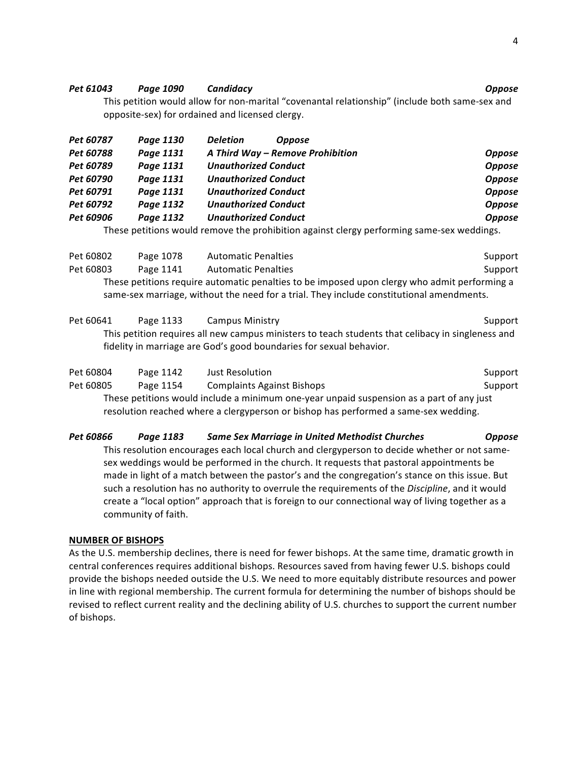***Pet 61043 Page 1090 Candidacy Oppose***

This petition would allow for non-marital "covenantal relationship" (include both same-sex and opposite-sex) for ordained and licensed clergy.

***Pet 60787 Page 1130 Deletion Oppose***
***Pet 60788 Page 1131 A Third Way – Remove Prohibition Oppose***
***Pet 60789 Page 1131 Unauthorized Conduct Oppose***
***Pet 60790 Page 1131 Unauthorized Conduct Oppose***
***Pet 60791 Page 1131 Unauthorized Conduct Oppose***
***Pet 60792 Page 1132 Unauthorized Conduct Oppose***
***Pet 60906 Page 1132 Unauthorized Conduct Oppose***

These petitions would remove the prohibition against clergy performing same-sex weddings.

Pet 60802 Page 1078 Automatic Penalties Support
Pet 60803 Page 1141 Automatic Penalties Support

These petitions require automatic penalties to be imposed upon clergy who admit performing a same-sex marriage, without the need for a trial. They include constitutional amendments.

Pet 60641 Page 1133 Campus Ministry Support

This petition requires all new campus ministers to teach students that celibacy in singleness and fidelity in marriage are God's good boundaries for sexual behavior.

Pet 60804 Page 1142 Just Resolution Support
Pet 60805 Page 1154 Complaints Against Bishops Support

These petitions would include a minimum one-year unpaid suspension as a part of any just resolution reached where a clergyperson or bishop has performed a same-sex wedding.

***Pet 60866 Page 1183 Same Sex Marriage in United Methodist Churches Oppose***

This resolution encourages each local church and clergyperson to decide whether or not same-sex weddings would be performed in the church. It requests that pastoral appointments be made in light of a match between the pastor's and the congregation's stance on this issue. But such a resolution has no authority to overrule the requirements of the *Discipline*, and it would create a "local option" approach that is foreign to our connectional way of living together as a community of faith.

**NUMBER OF BISHOPS**

As the U.S. membership declines, there is need for fewer bishops. At the same time, dramatic growth in central conferences requires additional bishops. Resources saved from having fewer U.S. bishops could provide the bishops needed outside the U.S. We need to more equitably distribute resources and power in line with regional membership. The current formula for determining the number of bishops should be revised to reflect current reality and the declining ability of U.S. churches to support the current number of bishops.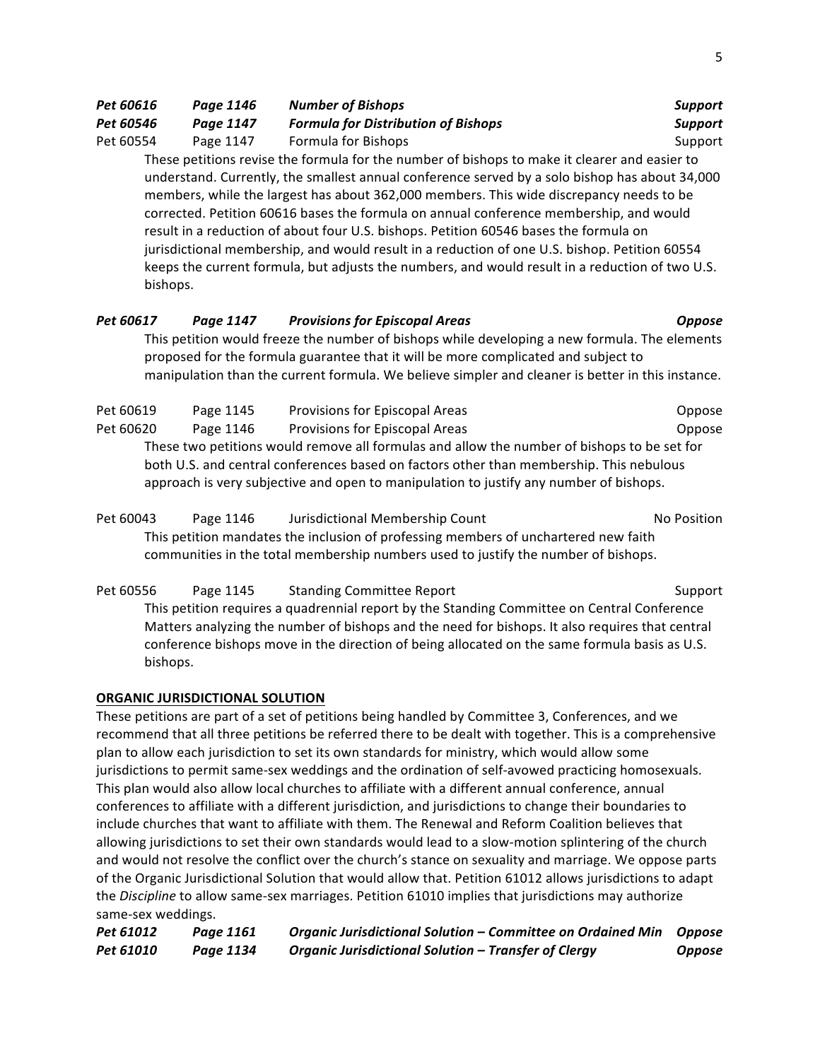***Pet 60616 Page 1146 Number of Bishops Support***

***Pet 60546 Page 1147 Formula for Distribution of Bishops Support***

Pet 60554 Page 1147 Formula for Bishops Support

These petitions revise the formula for the number of bishops to make it clearer and easier to understand. Currently, the smallest annual conference served by a solo bishop has about 34,000 members, while the largest has about 362,000 members. This wide discrepancy needs to be corrected. Petition 60616 bases the formula on annual conference membership, and would result in a reduction of about four U.S. bishops. Petition 60546 bases the formula on jurisdictional membership, and would result in a reduction of one U.S. bishop. Petition 60554 keeps the current formula, but adjusts the numbers, and would result in a reduction of two U.S. bishops.

***Pet 60617 Page 1147 Provisions for Episcopal Areas Oppose***

This petition would freeze the number of bishops while developing a new formula. The elements proposed for the formula guarantee that it will be more complicated and subject to manipulation than the current formula. We believe simpler and cleaner is better in this instance.

Pet 60619 Page 1145 Provisions for Episcopal Areas Oppose

Pet 60620 Page 1146 Provisions for Episcopal Areas Oppose

These two petitions would remove all formulas and allow the number of bishops to be set for both U.S. and central conferences based on factors other than membership. This nebulous approach is very subjective and open to manipulation to justify any number of bishops.

Pet 60043 Page 1146 Jurisdictional Membership Count No Position

This petition mandates the inclusion of professing members of unchartered new faith communities in the total membership numbers used to justify the number of bishops.

Pet 60556 Page 1145 Standing Committee Report Support

This petition requires a quadrennial report by the Standing Committee on Central Conference Matters analyzing the number of bishops and the need for bishops. It also requires that central conference bishops move in the direction of being allocated on the same formula basis as U.S. bishops.

**ORGANIC JURISDICTIONAL SOLUTION**

These petitions are part of a set of petitions being handled by Committee 3, Conferences, and we recommend that all three petitions be referred there to be dealt with together. This is a comprehensive plan to allow each jurisdiction to set its own standards for ministry, which would allow some jurisdictions to permit same-sex weddings and the ordination of self-avowed practicing homosexuals. This plan would also allow local churches to affiliate with a different annual conference, annual conferences to affiliate with a different jurisdiction, and jurisdictions to change their boundaries to include churches that want to affiliate with them. The Renewal and Reform Coalition believes that allowing jurisdictions to set their own standards would lead to a slow-motion splintering of the church and would not resolve the conflict over the church's stance on sexuality and marriage. We oppose parts of the Organic Jurisdictional Solution that would allow that. Petition 61012 allows jurisdictions to adapt the *Discipline* to allow same-sex marriages. Petition 61010 implies that jurisdictions may authorize same-sex weddings.

***Pet 61012 Page 1161 Organic Jurisdictional Solution – Committee on Ordained Min Oppose***

***Pet 61010 Page 1134 Organic Jurisdictional Solution – Transfer of Clergy Oppose***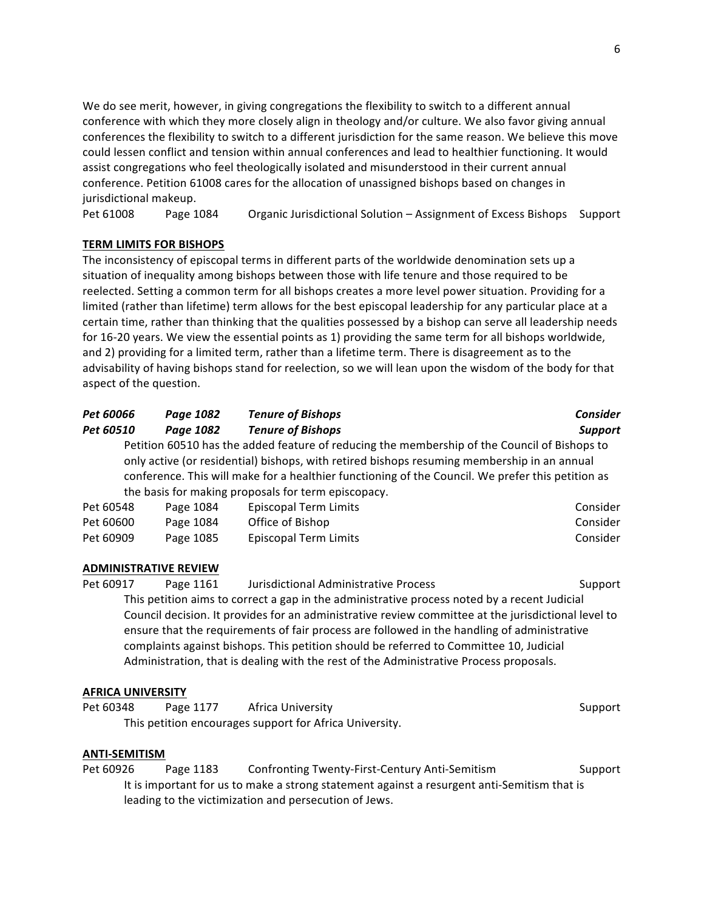We do see merit, however, in giving congregations the flexibility to switch to a different annual conference with which they more closely align in theology and/or culture. We also favor giving annual conferences the flexibility to switch to a different jurisdiction for the same reason. We believe this move could lessen conflict and tension within annual conferences and lead to healthier functioning. It would assist congregations who feel theologically isolated and misunderstood in their current annual conference. Petition 61008 cares for the allocation of unassigned bishops based on changes in jurisdictional makeup.

| | | | |
|---|---|---|---|
| Pet 61008 | Page 1084 | Organic Jurisdictional Solution – Assignment of Excess Bishops | Support |

**TERM LIMITS FOR BISHOPS**

The inconsistency of episcopal terms in different parts of the worldwide denomination sets up a situation of inequality among bishops between those with life tenure and those required to be reelected. Setting a common term for all bishops creates a more level power situation. Providing for a limited (rather than lifetime) term allows for the best episcopal leadership for any particular place at a certain time, rather than thinking that the qualities possessed by a bishop can serve all leadership needs for 16-20 years. We view the essential points as 1) providing the same term for all bishops worldwide, and 2) providing for a limited term, rather than a lifetime term. There is disagreement as to the advisability of having bishops stand for reelection, so we will lean upon the wisdom of the body for that aspect of the question.

| | | | |
|---|---|---|---|
| ***Pet 60066*** | ***Page 1082*** | ***Tenure of Bishops*** | ***Consider*** |
| ***Pet 60510*** | ***Page 1082*** | ***Tenure of Bishops*** | ***Support*** |

Petition 60510 has the added feature of reducing the membership of the Council of Bishops to only active (or residential) bishops, with retired bishops resuming membership in an annual conference. This will make for a healthier functioning of the Council. We prefer this petition as the basis for making proposals for term episcopacy.

| | | | |
|---|---|---|---|
| Pet 60548 | Page 1084 | Episcopal Term Limits | Consider |
| Pet 60600 | Page 1084 | Office of Bishop | Consider |
| Pet 60909 | Page 1085 | Episcopal Term Limits | Consider |

**ADMINISTRATIVE REVIEW**

| | | | |
|---|---|---|---|
| Pet 60917 | Page 1161 | Jurisdictional Administrative Process | Support |

This petition aims to correct a gap in the administrative process noted by a recent Judicial Council decision. It provides for an administrative review committee at the jurisdictional level to ensure that the requirements of fair process are followed in the handling of administrative complaints against bishops. This petition should be referred to Committee 10, Judicial Administration, that is dealing with the rest of the Administrative Process proposals.

**AFRICA UNIVERSITY**

| | | | |
|---|---|---|---|
| Pet 60348 | Page 1177 | Africa University | Support |

This petition encourages support for Africa University.

**ANTI-SEMITISM**

| | | | |
|---|---|---|---|
| Pet 60926 | Page 1183 | Confronting Twenty-First-Century Anti-Semitism | Support |

It is important for us to make a strong statement against a resurgent anti-Semitism that is leading to the victimization and persecution of Jews.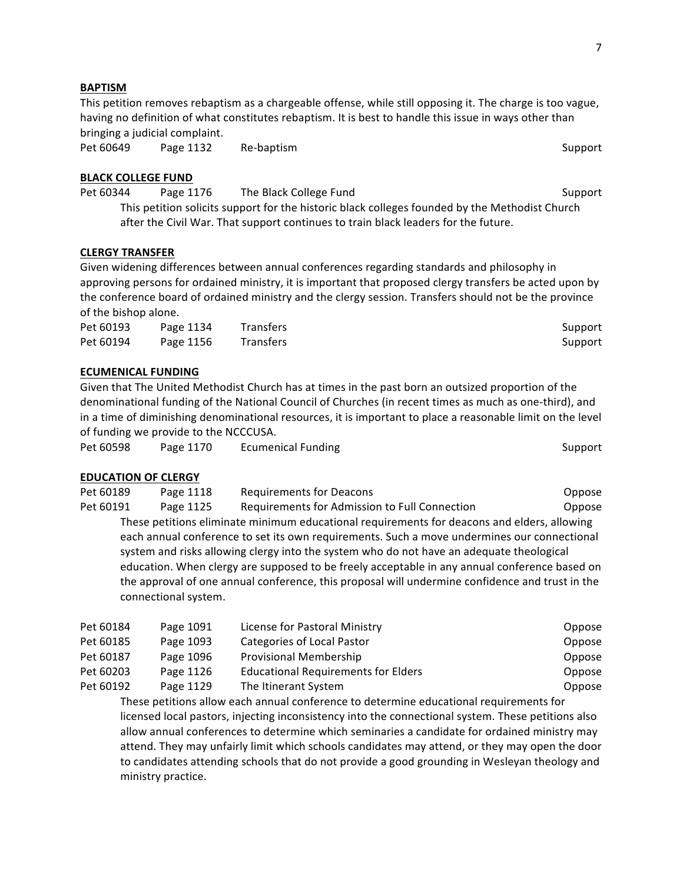**BAPTISM**

This petition removes rebaptism as a chargeable offense, while still opposing it. The charge is too vague, having no definition of what constitutes rebaptism. It is best to handle this issue in ways other than bringing a judicial complaint.

| | | | |
|---|---|---|---|
| Pet 60649 | Page 1132 | Re-baptism | Support |

**BLACK COLLEGE FUND**

| | | | |
|---|---|---|---|
| Pet 60344 | Page 1176 | The Black College Fund | Support |

This petition solicits support for the historic black colleges founded by the Methodist Church after the Civil War. That support continues to train black leaders for the future.

**CLERGY TRANSFER**

Given widening differences between annual conferences regarding standards and philosophy in approving persons for ordained ministry, it is important that proposed clergy transfers be acted upon by the conference board of ordained ministry and the clergy session. Transfers should not be the province of the bishop alone.

| | | | |
|---|---|---|---|
| Pet 60193 | Page 1134 | Transfers | Support |
| Pet 60194 | Page 1156 | Transfers | Support |

**ECUMENICAL FUNDING**

Given that The United Methodist Church has at times in the past born an outsized proportion of the denominational funding of the National Council of Churches (in recent times as much as one-third), and in a time of diminishing denominational resources, it is important to place a reasonable limit on the level of funding we provide to the NCCCUSA.

| | | | |
|---|---|---|---|
| Pet 60598 | Page 1170 | Ecumenical Funding | Support |

**EDUCATION OF CLERGY**

| | | | |
|---|---|---|---|
| Pet 60189 | Page 1118 | Requirements for Deacons | Oppose |
| Pet 60191 | Page 1125 | Requirements for Admission to Full Connection | Oppose |

These petitions eliminate minimum educational requirements for deacons and elders, allowing each annual conference to set its own requirements. Such a move undermines our connectional system and risks allowing clergy into the system who do not have an adequate theological education. When clergy are supposed to be freely acceptable in any annual conference based on the approval of one annual conference, this proposal will undermine confidence and trust in the connectional system.

| | | | |
|---|---|---|---|
| Pet 60184 | Page 1091 | License for Pastoral Ministry | Oppose |
| Pet 60185 | Page 1093 | Categories of Local Pastor | Oppose |
| Pet 60187 | Page 1096 | Provisional Membership | Oppose |
| Pet 60203 | Page 1126 | Educational Requirements for Elders | Oppose |
| Pet 60192 | Page 1129 | The Itinerant System | Oppose |

These petitions allow each annual conference to determine educational requirements for licensed local pastors, injecting inconsistency into the connectional system. These petitions also allow annual conferences to determine which seminaries a candidate for ordained ministry may attend. They may unfairly limit which schools candidates may attend, or they may open the door to candidates attending schools that do not provide a good grounding in Wesleyan theology and ministry practice.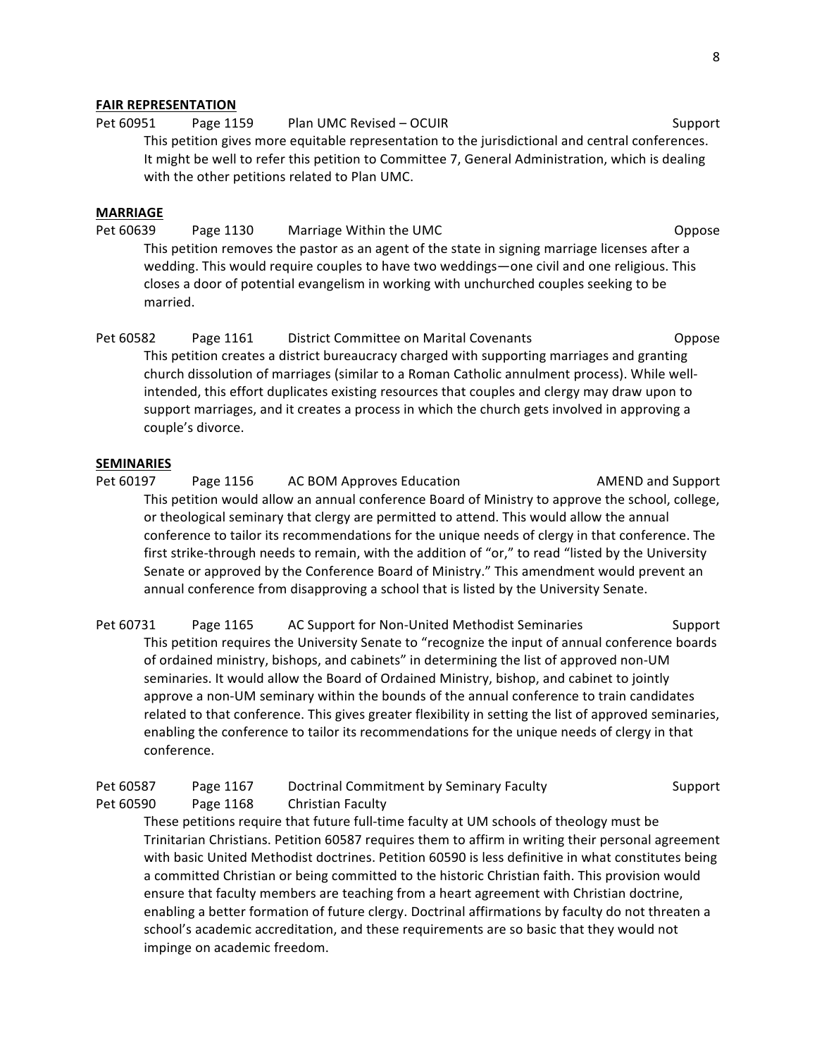**FAIR REPRESENTATION**

Pet 60951 Page 1159 Plan UMC Revised – OCUIR Support

This petition gives more equitable representation to the jurisdictional and central conferences. It might be well to refer this petition to Committee 7, General Administration, which is dealing with the other petitions related to Plan UMC.

**MARRIAGE**

Pet 60639 Page 1130 Marriage Within the UMC Oppose

This petition removes the pastor as an agent of the state in signing marriage licenses after a wedding. This would require couples to have two weddings—one civil and one religious. This closes a door of potential evangelism in working with unchurched couples seeking to be married.

Pet 60582 Page 1161 District Committee on Marital Covenants Oppose

This petition creates a district bureaucracy charged with supporting marriages and granting church dissolution of marriages (similar to a Roman Catholic annulment process). While well-intended, this effort duplicates existing resources that couples and clergy may draw upon to support marriages, and it creates a process in which the church gets involved in approving a couple's divorce.

**SEMINARIES**

Pet 60197 Page 1156 AC BOM Approves Education AMEND and Support

This petition would allow an annual conference Board of Ministry to approve the school, college, or theological seminary that clergy are permitted to attend. This would allow the annual conference to tailor its recommendations for the unique needs of clergy in that conference. The first strike-through needs to remain, with the addition of "or," to read "listed by the University Senate or approved by the Conference Board of Ministry." This amendment would prevent an annual conference from disapproving a school that is listed by the University Senate.

Pet 60731 Page 1165 AC Support for Non-United Methodist Seminaries Support

This petition requires the University Senate to "recognize the input of annual conference boards of ordained ministry, bishops, and cabinets" in determining the list of approved non-UM seminaries. It would allow the Board of Ordained Ministry, bishop, and cabinet to jointly approve a non-UM seminary within the bounds of the annual conference to train candidates related to that conference. This gives greater flexibility in setting the list of approved seminaries, enabling the conference to tailor its recommendations for the unique needs of clergy in that conference.

Pet 60587 Page 1167 Doctrinal Commitment by Seminary Faculty Support
Pet 60590 Page 1168 Christian Faculty

These petitions require that future full-time faculty at UM schools of theology must be Trinitarian Christians. Petition 60587 requires them to affirm in writing their personal agreement with basic United Methodist doctrines. Petition 60590 is less definitive in what constitutes being a committed Christian or being committed to the historic Christian faith. This provision would ensure that faculty members are teaching from a heart agreement with Christian doctrine, enabling a better formation of future clergy. Doctrinal affirmations by faculty do not threaten a school's academic accreditation, and these requirements are so basic that they would not impinge on academic freedom.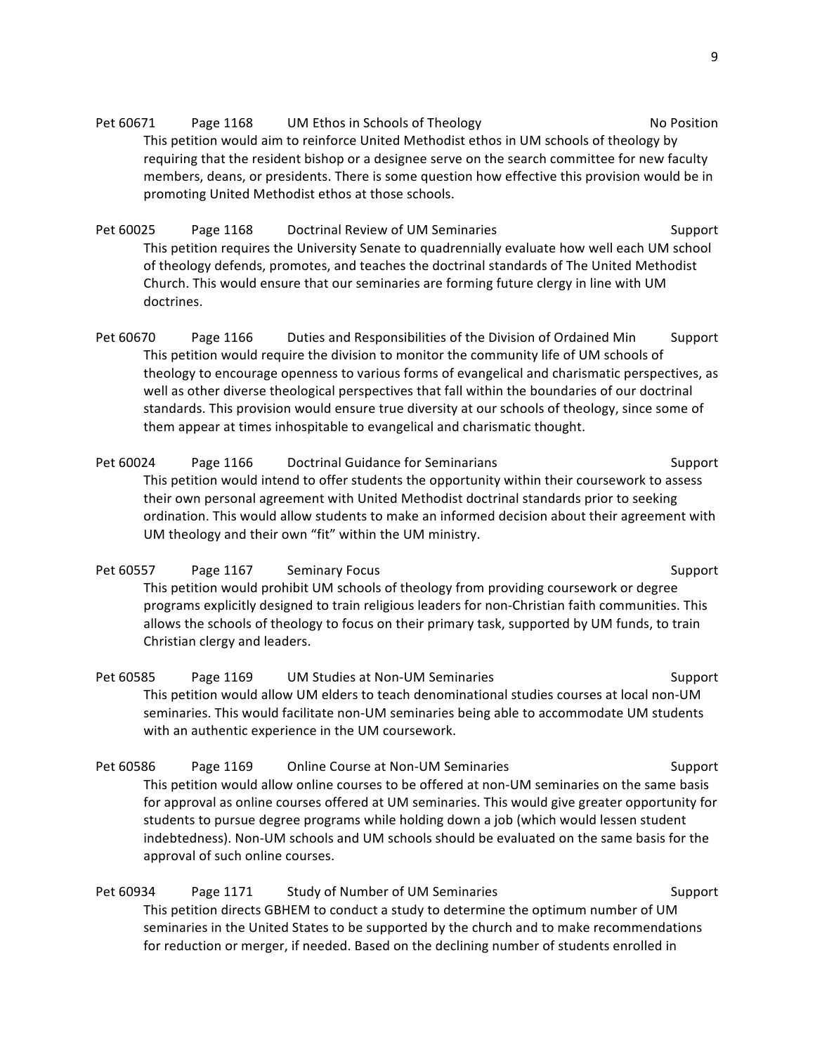Pet 60671 Page 1168 UM Ethos in Schools of Theology No Position

This petition would aim to reinforce United Methodist ethos in UM schools of theology by requiring that the resident bishop or a designee serve on the search committee for new faculty members, deans, or presidents. There is some question how effective this provision would be in promoting United Methodist ethos at those schools.

Pet 60025 Page 1168 Doctrinal Review of UM Seminaries Support

This petition requires the University Senate to quadrennially evaluate how well each UM school of theology defends, promotes, and teaches the doctrinal standards of The United Methodist Church. This would ensure that our seminaries are forming future clergy in line with UM doctrines.

Pet 60670 Page 1166 Duties and Responsibilities of the Division of Ordained Min Support

This petition would require the division to monitor the community life of UM schools of theology to encourage openness to various forms of evangelical and charismatic perspectives, as well as other diverse theological perspectives that fall within the boundaries of our doctrinal standards. This provision would ensure true diversity at our schools of theology, since some of them appear at times inhospitable to evangelical and charismatic thought.

Pet 60024 Page 1166 Doctrinal Guidance for Seminarians Support

This petition would intend to offer students the opportunity within their coursework to assess their own personal agreement with United Methodist doctrinal standards prior to seeking ordination. This would allow students to make an informed decision about their agreement with UM theology and their own "fit" within the UM ministry.

Pet 60557 Page 1167 Seminary Focus Support

This petition would prohibit UM schools of theology from providing coursework or degree programs explicitly designed to train religious leaders for non-Christian faith communities. This allows the schools of theology to focus on their primary task, supported by UM funds, to train Christian clergy and leaders.

Pet 60585 Page 1169 UM Studies at Non-UM Seminaries Support

This petition would allow UM elders to teach denominational studies courses at local non-UM seminaries. This would facilitate non-UM seminaries being able to accommodate UM students with an authentic experience in the UM coursework.

Pet 60586 Page 1169 Online Course at Non-UM Seminaries Support

This petition would allow online courses to be offered at non-UM seminaries on the same basis for approval as online courses offered at UM seminaries. This would give greater opportunity for students to pursue degree programs while holding down a job (which would lessen student indebtedness). Non-UM schools and UM schools should be evaluated on the same basis for the approval of such online courses.

Pet 60934 Page 1171 Study of Number of UM Seminaries Support

This petition directs GBHEM to conduct a study to determine the optimum number of UM seminaries in the United States to be supported by the church and to make recommendations for reduction or merger, if needed. Based on the declining number of students enrolled in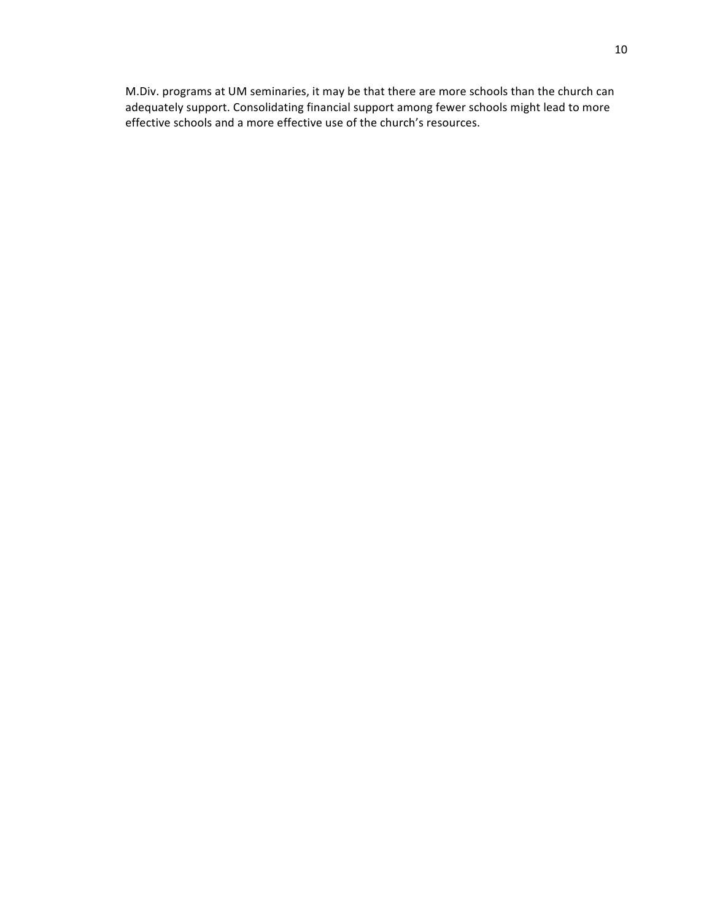M.Div. programs at UM seminaries, it may be that there are more schools than the church can adequately support. Consolidating financial support among fewer schools might lead to more effective schools and a more effective use of the church's resources.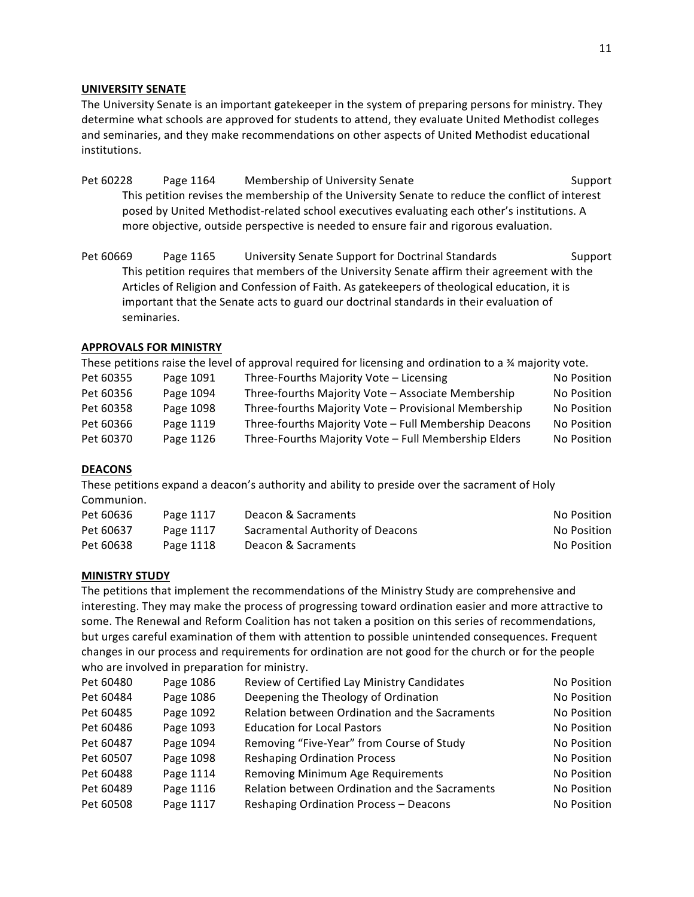## UNIVERSITY SENATE

The University Senate is an important gatekeeper in the system of preparing persons for ministry. They determine what schools are approved for students to attend, they evaluate United Methodist colleges and seminaries, and they make recommendations on other aspects of United Methodist educational institutions.

| | | | |
|---|---|---|---|
| Pet 60228 | Page 1164 | Membership of University Senate | Support |

This petition revises the membership of the University Senate to reduce the conflict of interest posed by United Methodist-related school executives evaluating each other's institutions. A more objective, outside perspective is needed to ensure fair and rigorous evaluation.

| | | | |
|---|---|---|---|
| Pet 60669 | Page 1165 | University Senate Support for Doctrinal Standards | Support |

This petition requires that members of the University Senate affirm their agreement with the Articles of Religion and Confession of Faith. As gatekeepers of theological education, it is important that the Senate acts to guard our doctrinal standards in their evaluation of seminaries.

## APPROVALS FOR MINISTRY

These petitions raise the level of approval required for licensing and ordination to a ¾ majority vote.

| | | | |
|---|---|---|---|
| Pet 60355 | Page 1091 | Three-Fourths Majority Vote – Licensing | No Position |
| Pet 60356 | Page 1094 | Three-fourths Majority Vote – Associate Membership | No Position |
| Pet 60358 | Page 1098 | Three-fourths Majority Vote – Provisional Membership | No Position |
| Pet 60366 | Page 1119 | Three-fourths Majority Vote – Full Membership Deacons | No Position |
| Pet 60370 | Page 1126 | Three-Fourths Majority Vote – Full Membership Elders | No Position |

## DEACONS

These petitions expand a deacon's authority and ability to preside over the sacrament of Holy Communion.

| | | | |
|---|---|---|---|
| Pet 60636 | Page 1117 | Deacon & Sacraments | No Position |
| Pet 60637 | Page 1117 | Sacramental Authority of Deacons | No Position |
| Pet 60638 | Page 1118 | Deacon & Sacraments | No Position |

## MINISTRY STUDY

The petitions that implement the recommendations of the Ministry Study are comprehensive and interesting. They may make the process of progressing toward ordination easier and more attractive to some. The Renewal and Reform Coalition has not taken a position on this series of recommendations, but urges careful examination of them with attention to possible unintended consequences. Frequent changes in our process and requirements for ordination are not good for the church or for the people who are involved in preparation for ministry.

| | | | |
|---|---|---|---|
| Pet 60480 | Page 1086 | Review of Certified Lay Ministry Candidates | No Position |
| Pet 60484 | Page 1086 | Deepening the Theology of Ordination | No Position |
| Pet 60485 | Page 1092 | Relation between Ordination and the Sacraments | No Position |
| Pet 60486 | Page 1093 | Education for Local Pastors | No Position |
| Pet 60487 | Page 1094 | Removing "Five-Year" from Course of Study | No Position |
| Pet 60507 | Page 1098 | Reshaping Ordination Process | No Position |
| Pet 60488 | Page 1114 | Removing Minimum Age Requirements | No Position |
| Pet 60489 | Page 1116 | Relation between Ordination and the Sacraments | No Position |
| Pet 60508 | Page 1117 | Reshaping Ordination Process – Deacons | No Position |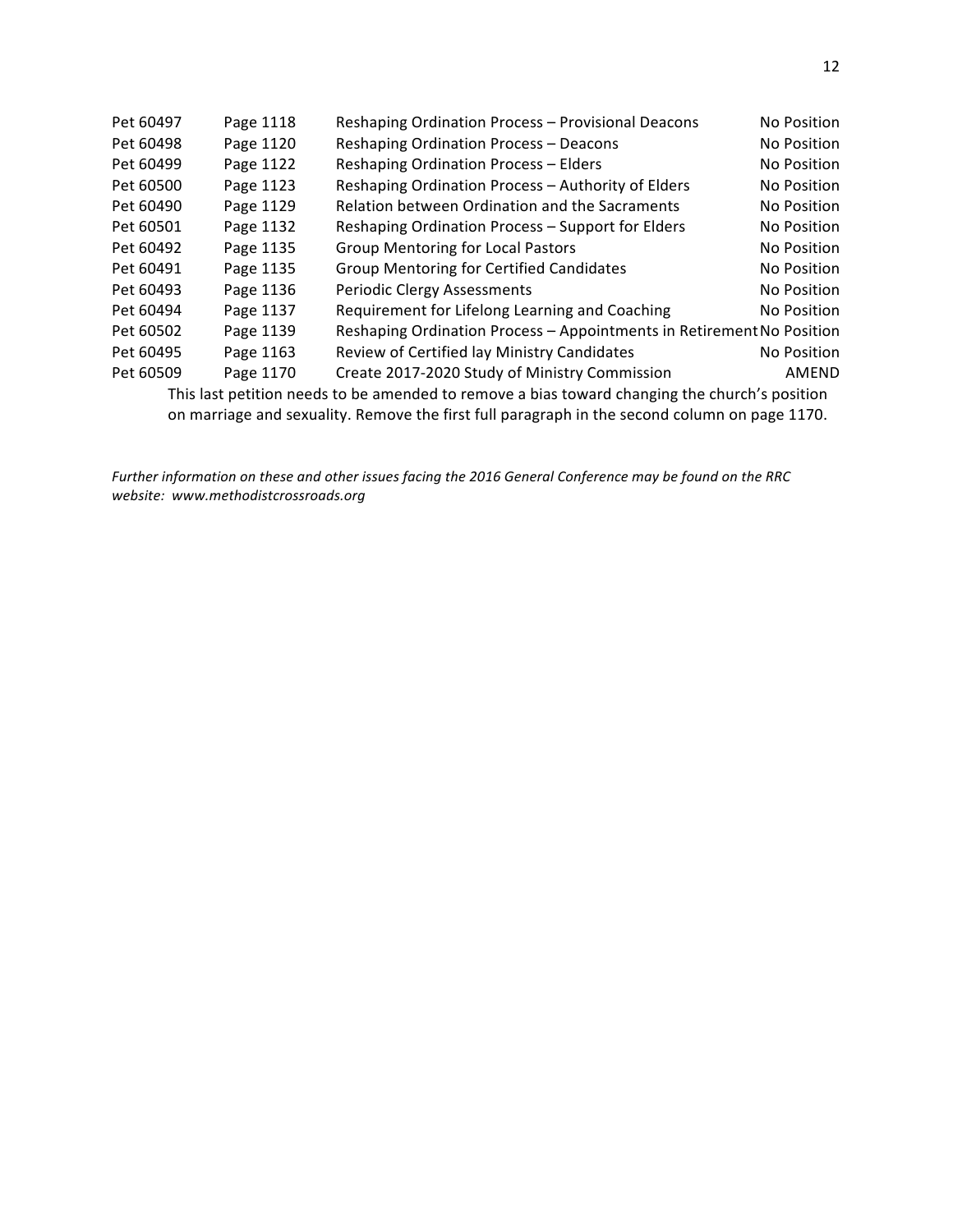| | | | |
|---|---|---|---|
| Pet 60497 | Page 1118 | Reshaping Ordination Process – Provisional Deacons | No Position |
| Pet 60498 | Page 1120 | Reshaping Ordination Process – Deacons | No Position |
| Pet 60499 | Page 1122 | Reshaping Ordination Process – Elders | No Position |
| Pet 60500 | Page 1123 | Reshaping Ordination Process – Authority of Elders | No Position |
| Pet 60490 | Page 1129 | Relation between Ordination and the Sacraments | No Position |
| Pet 60501 | Page 1132 | Reshaping Ordination Process – Support for Elders | No Position |
| Pet 60492 | Page 1135 | Group Mentoring for Local Pastors | No Position |
| Pet 60491 | Page 1135 | Group Mentoring for Certified Candidates | No Position |
| Pet 60493 | Page 1136 | Periodic Clergy Assessments | No Position |
| Pet 60494 | Page 1137 | Requirement for Lifelong Learning and Coaching | No Position |
| Pet 60502 | Page 1139 | Reshaping Ordination Process – Appointments in Retirement | No Position |
| Pet 60495 | Page 1163 | Review of Certified lay Ministry Candidates | No Position |
| Pet 60509 | Page 1170 | Create 2017-2020 Study of Ministry Commission | AMEND |

This last petition needs to be amended to remove a bias toward changing the church's position on marriage and sexuality. Remove the first full paragraph in the second column on page 1170.

*Further information on these and other issues facing the 2016 General Conference may be found on the RRC website: www.methodistcrossroads.org*